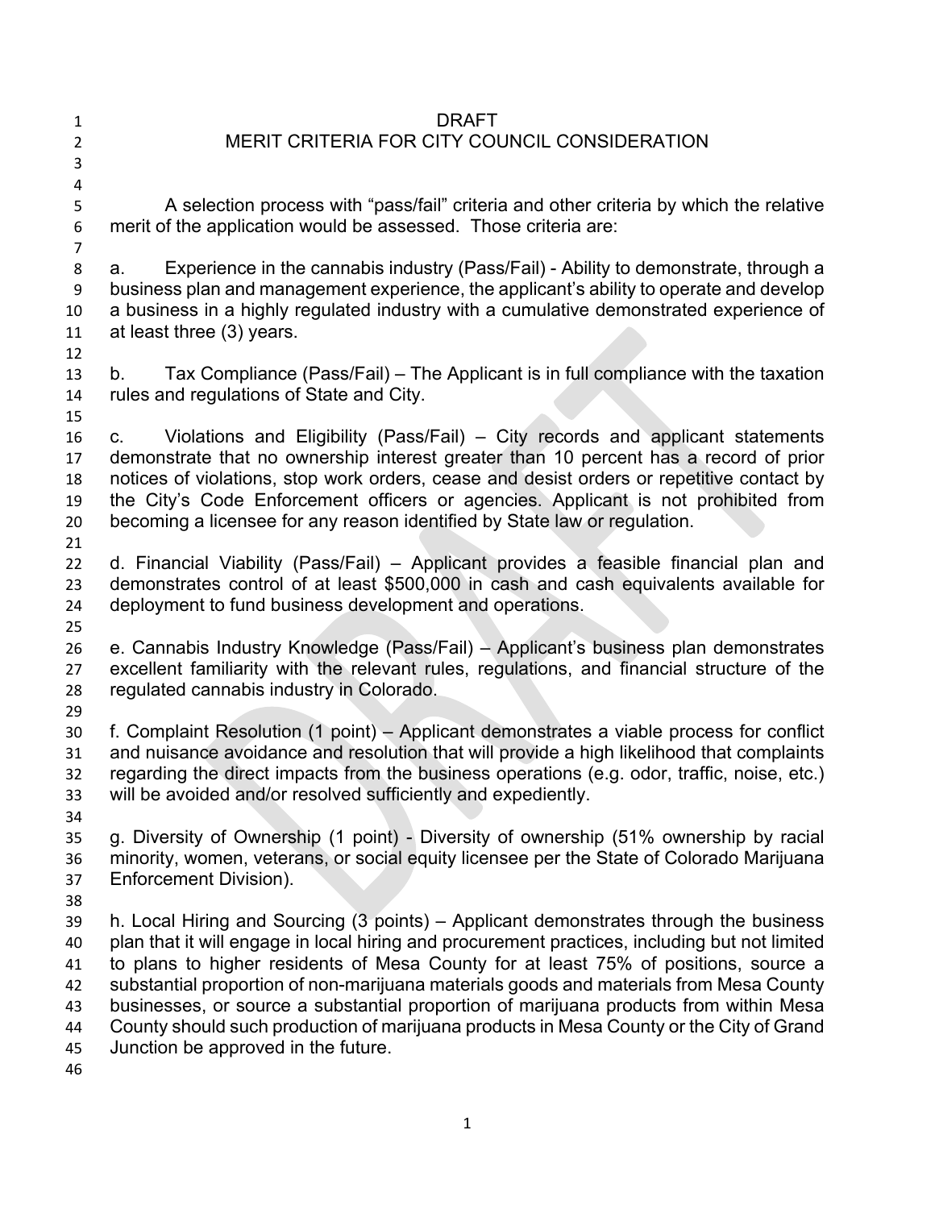DRAFT

# MERIT CRITERIA FOR CITY COUNCIL CONSIDERATION

A selection process with "pass/fail" criteria and other criteria by which the relative merit of the application would be assessed. Those criteria are:

a. Experience in the cannabis industry (Pass/Fail) - Ability to demonstrate, through a business plan and management experience, the applicant's ability to operate and develop a business in a highly regulated industry with a cumulative demonstrated experience of at least three (3) years.

b. Tax Compliance (Pass/Fail) – The Applicant is in full compliance with the taxation rules and regulations of State and City.

c. Violations and Eligibility (Pass/Fail) – City records and applicant statements demonstrate that no ownership interest greater than 10 percent has a record of prior notices of violations, stop work orders, cease and desist orders or repetitive contact by the City's Code Enforcement officers or agencies. Applicant is not prohibited from becoming a licensee for any reason identified by State law or regulation.

d. Financial Viability (Pass/Fail) – Applicant provides a feasible financial plan and demonstrates control of at least $500,000 in cash and cash equivalents available for deployment to fund business development and operations.

e. Cannabis Industry Knowledge (Pass/Fail) – Applicant's business plan demonstrates excellent familiarity with the relevant rules, regulations, and financial structure of the regulated cannabis industry in Colorado.

f. Complaint Resolution (1 point) – Applicant demonstrates a viable process for conflict and nuisance avoidance and resolution that will provide a high likelihood that complaints regarding the direct impacts from the business operations (e.g. odor, traffic, noise, etc.) will be avoided and/or resolved sufficiently and expediently.

g. Diversity of Ownership (1 point) - Diversity of ownership (51% ownership by racial minority, women, veterans, or social equity licensee per the State of Colorado Marijuana Enforcement Division).

h. Local Hiring and Sourcing (3 points) – Applicant demonstrates through the business plan that it will engage in local hiring and procurement practices, including but not limited to plans to higher residents of Mesa County for at least 75% of positions, source a substantial proportion of non-marijuana materials goods and materials from Mesa County businesses, or source a substantial proportion of marijuana products from within Mesa County should such production of marijuana products in Mesa County or the City of Grand Junction be approved in the future.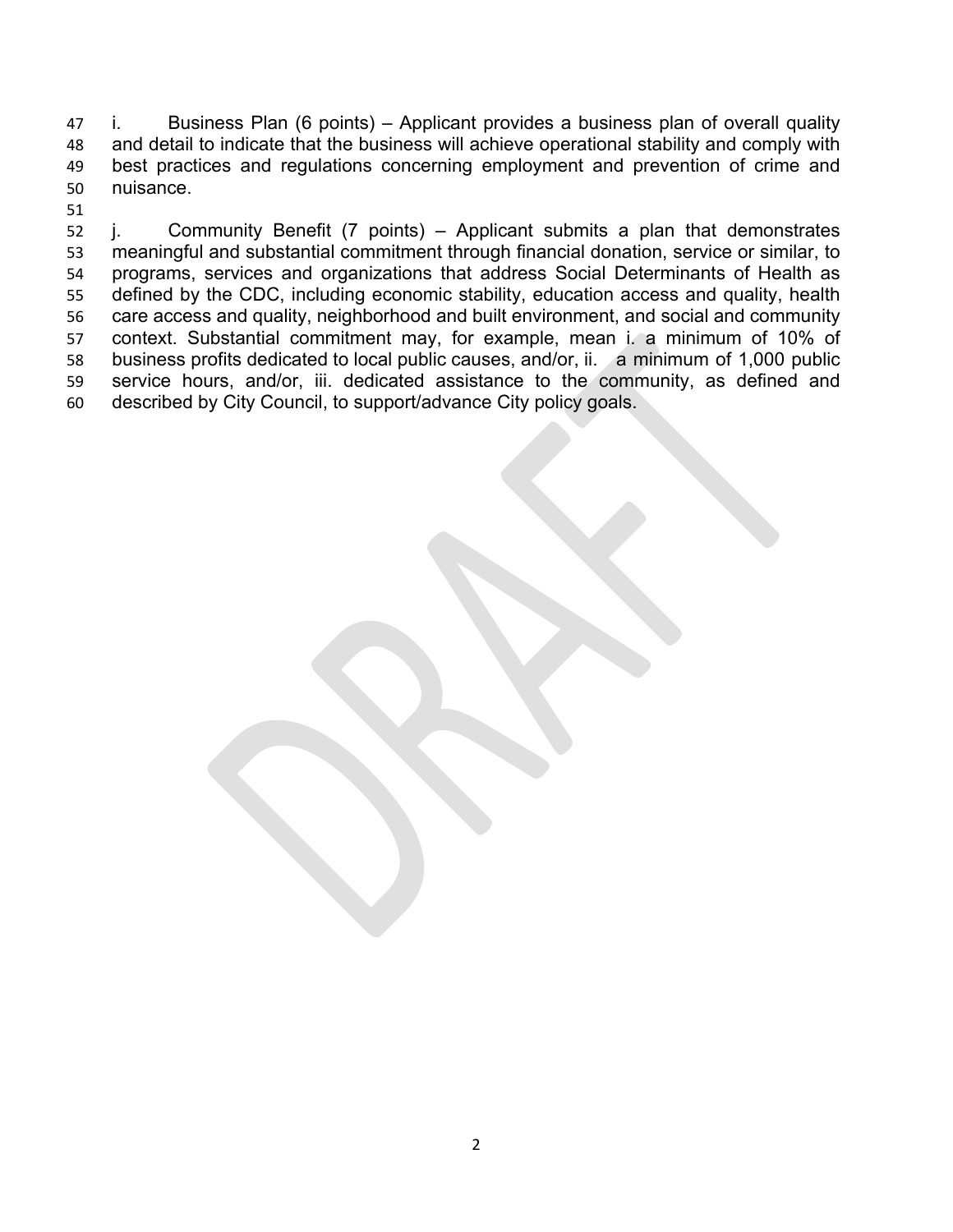i. Business Plan (6 points) – Applicant provides a business plan of overall quality and detail to indicate that the business will achieve operational stability and comply with best practices and regulations concerning employment and prevention of crime and nuisance.

j. Community Benefit (7 points) – Applicant submits a plan that demonstrates meaningful and substantial commitment through financial donation, service or similar, to programs, services and organizations that address Social Determinants of Health as defined by the CDC, including economic stability, education access and quality, health care access and quality, neighborhood and built environment, and social and community context. Substantial commitment may, for example, mean i. a minimum of 10% of business profits dedicated to local public causes, and/or, ii. a minimum of 1,000 public service hours, and/or, iii. dedicated assistance to the community, as defined and described by City Council, to support/advance City policy goals.